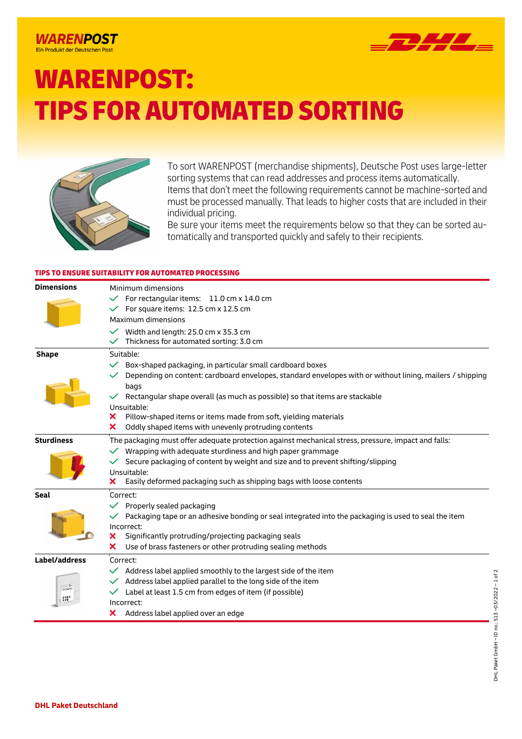WARENPOST
Ein Produkt der Deutschen Post

# WARENPOST: TIPS FOR AUTOMATED SORTING

To sort WARENPOST (merchandise shipments), Deutsche Post uses large-letter sorting systems that can read addresses and process items automatically.
Items that don't meet the following requirements cannot be machine-sorted and must be processed manually. That leads to higher costs that are included in their individual pricing.
Be sure your items meet the requirements below so that they can be sorted automatically and transported quickly and safely to their recipients.

## TIPS TO ENSURE SUITABILITY FOR AUTOMATED PROCESSING

| | |
|---|---|
| **Dimensions** | Minimum dimensions<br>✓ For rectangular items: 11.0 cm x 14.0 cm<br>✓ For square items: 12.5 cm x 12.5 cm<br>Maximum dimensions<br>✓ Width and length: 25.0 cm x 35.3 cm<br>✓ Thickness for automated sorting: 3.0 cm |
| **Shape** | Suitable:<br>✓ Box-shaped packaging, in particular small cardboard boxes<br>✓ Depending on content: cardboard envelopes, standard envelopes with or without lining, mailers / shipping bags<br>✓ Rectangular shape overall (as much as possible) so that items are stackable<br>Unsuitable:<br>✗ Pillow-shaped items or items made from soft, yielding materials<br>✗ Oddly shaped items with unevenly protruding contents |
| **Sturdiness** | The packaging must offer adequate protection against mechanical stress, pressure, impact and falls:<br>✓ Wrapping with adequate sturdiness and high paper grammage<br>✓ Secure packaging of content by weight and size and to prevent shifting/slipping<br>Unsuitable:<br>✗ Easily deformed packaging such as shipping bags with loose contents |
| **Seal** | Correct:<br>✓ Properly sealed packaging<br>✓ Packaging tape or an adhesive bonding or seal integrated into the packaging is used to seal the item<br>Incorrect:<br>✗ Significantly protruding/projecting packaging seals<br>✗ Use of brass fasteners or other protruding sealing methods |
| **Label/address** | Correct:<br>✓ Address label applied smoothly to the largest side of the item<br>✓ Address label applied parallel to the long side of the item<br>✓ Label at least 1.5 cm from edges of item (if possible)<br>Incorrect:<br>✗ Address label applied over an edge |

DHL Paket GmbH – ID no.: 513 –03/2022

**DHL Paket Deutschland**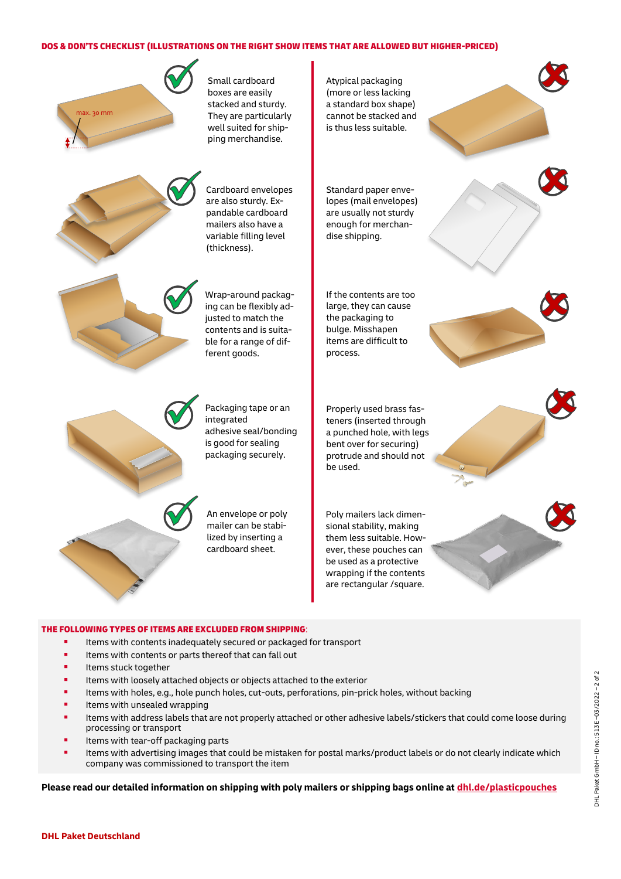## DOS & DON'TS CHECKLIST (ILLUSTRATIONS ON THE RIGHT SHOW ITEMS THAT ARE ALLOWED BUT HIGHER-PRICED)

max. 30 mm

Small cardboard boxes are easily stacked and sturdy. They are particularly well suited for shipping merchandise.

Cardboard envelopes are also sturdy. Expandable cardboard mailers also have a variable filling level (thickness).

Wrap-around packaging can be flexibly adjusted to match the contents and is suitable for a range of different goods.

Packaging tape or an integrated adhesive seal/bonding is good for sealing packaging securely.

An envelope or poly mailer can be stabilized by inserting a cardboard sheet.

Atypical packaging (more or less lacking a standard box shape) cannot be stacked and is thus less suitable.

Standard paper envelopes (mail envelopes) are usually not sturdy enough for merchandise shipping.

If the contents are too large, they can cause the packaging to bulge. Misshapen items are difficult to process.

Properly used brass fasteners (inserted through a punched hole, with legs bent over for securing) protrude and should not be used.

Poly mailers lack dimensional stability, making them less suitable. However, these pouches can be used as a protective wrapping if the contents are rectangular /square.

### THE FOLLOWING TYPES OF ITEMS ARE EXCLUDED FROM SHIPPING:

- Items with contents inadequately secured or packaged for transport
- Items with contents or parts thereof that can fall out
- Items stuck together
- Items with loosely attached objects or objects attached to the exterior
- Items with holes, e.g., hole punch holes, cut-outs, perforations, pin-prick holes, without backing
- Items with unsealed wrapping
- Items with address labels that are not properly attached or other adhesive labels/stickers that could come loose during processing or transport
- Items with tear-off packaging parts
- Items with advertising images that could be mistaken for postal marks/product labels or do not clearly indicate which company was commissioned to transport the item

**Please read our detailed information on shipping with poly mailers or shipping bags online at dhl.de/plasticpouches**

**DHL Paket Deutschland**

DHL Paket GmbH – ID no.: 513E–03/2022